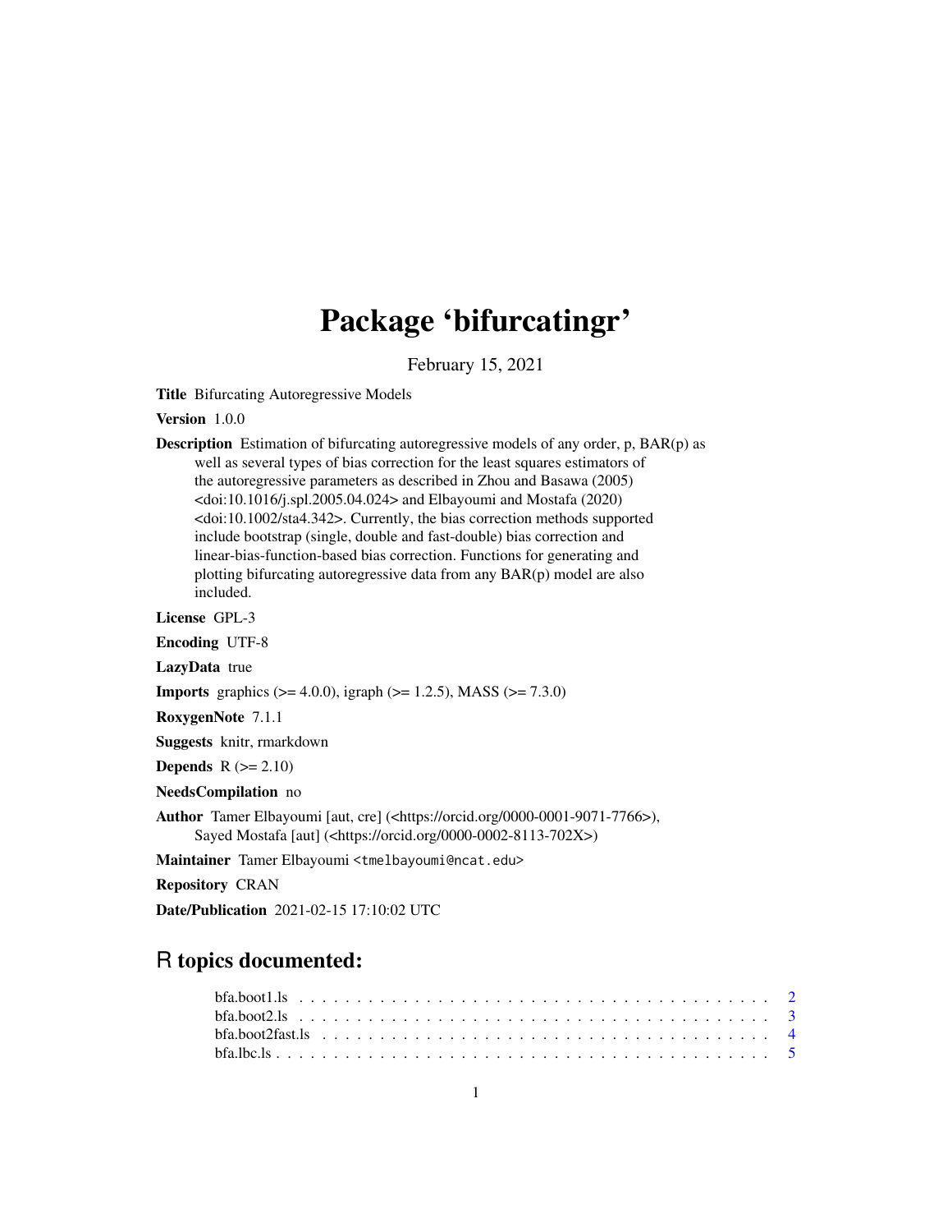# Package 'bifurcatingr'

February 15, 2021

**Title** Bifurcating Autoregressive Models

**Version** 1.0.0

**Description** Estimation of bifurcating autoregressive models of any order, p, BAR(p) as well as several types of bias correction for the least squares estimators of the autoregressive parameters as described in Zhou and Basawa (2005) <doi:10.1016/j.spl.2005.04.024> and Elbayoumi and Mostafa (2020) <doi:10.1002/sta4.342>. Currently, the bias correction methods supported include bootstrap (single, double and fast-double) bias correction and linear-bias-function-based bias correction. Functions for generating and plotting bifurcating autoregressive data from any BAR(p) model are also included.

**License** GPL-3

**Encoding** UTF-8

**LazyData** true

**Imports** graphics (>= 4.0.0), igraph (>= 1.2.5), MASS (>= 7.3.0)

**RoxygenNote** 7.1.1

**Suggests** knitr, rmarkdown

**Depends** R (>= 2.10)

**NeedsCompilation** no

**Author** Tamer Elbayoumi [aut, cre] (<https://orcid.org/0000-0001-9071-7766>), Sayed Mostafa [aut] (<https://orcid.org/0000-0002-8113-702X>)

**Maintainer** Tamer Elbayoumi <tmelbayoumi@ncat.edu>

**Repository** CRAN

**Date/Publication** 2021-02-15 17:10:02 UTC

## R topics documented:

- bfa.boot1.ls . . . . . . . . . . . . . . . . . . . . . . . . . . . . . . . . . . . . . . . . 2
- bfa.boot2.ls . . . . . . . . . . . . . . . . . . . . . . . . . . . . . . . . . . . . . . . . 3
- bfa.boot2fast.ls . . . . . . . . . . . . . . . . . . . . . . . . . . . . . . . . . . . . . . 4
- bfa.lbc.ls . . . . . . . . . . . . . . . . . . . . . . . . . . . . . . . . . . . . . . . . . 5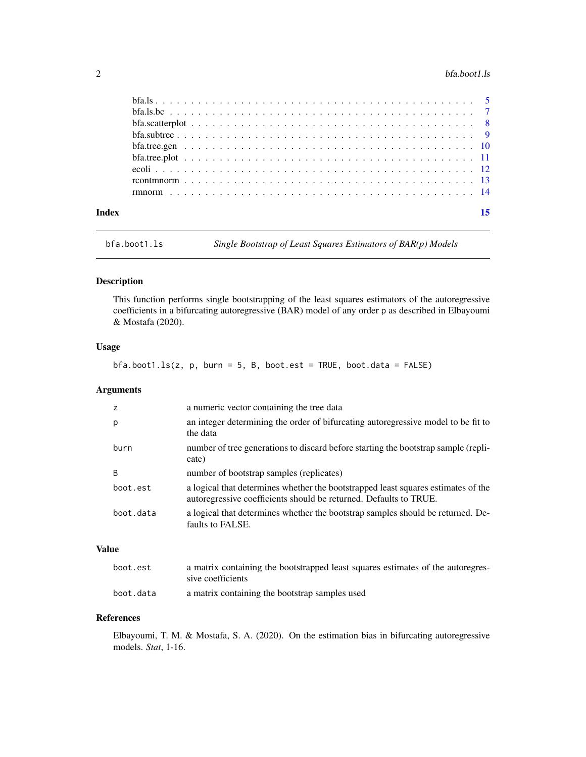| | |
|---|---|
| bfa.ls | 5 |
| bfa.ls.bc | 7 |
| bfa.scatterplot | 8 |
| bfa.subtree | 9 |
| bfa.tree.gen | 10 |
| bfa.tree.plot | 11 |
| ecoli | 12 |
| rcontmnorm | 13 |
| rmnorm | 14 |

**Index** **15**

---

`bfa.boot1.ls` *Single Bootstrap of Least Squares Estimators of BAR(p) Models*

---

### Description

This function performs single bootstrapping of the least squares estimators of the autoregressive coefficients in a bifurcating autoregressive (BAR) model of any order p as described in Elbayoumi & Mostafa (2020).

### Usage

```
bfa.boot1.ls(z, p, burn = 5, B, boot.est = TRUE, boot.data = FALSE)
```

### Arguments

| | |
|---|---|
| `z` | a numeric vector containing the tree data |
| `p` | an integer determining the order of bifurcating autoregressive model to be fit to the data |
| `burn` | number of tree generations to discard before starting the bootstrap sample (replicate) |
| `B` | number of bootstrap samples (replicates) |
| `boot.est` | a logical that determines whether the bootstrapped least squares estimates of the autoregressive coefficients should be returned. Defaults to TRUE. |
| `boot.data` | a logical that determines whether the bootstrap samples should be returned. Defaults to FALSE. |

### Value

| | |
|---|---|
| `boot.est` | a matrix containing the bootstrapped least squares estimates of the autoregressive coefficients |
| `boot.data` | a matrix containing the bootstrap samples used |

### References

Elbayoumi, T. M. & Mostafa, S. A. (2020). On the estimation bias in bifurcating autoregressive models. *Stat*, 1-16.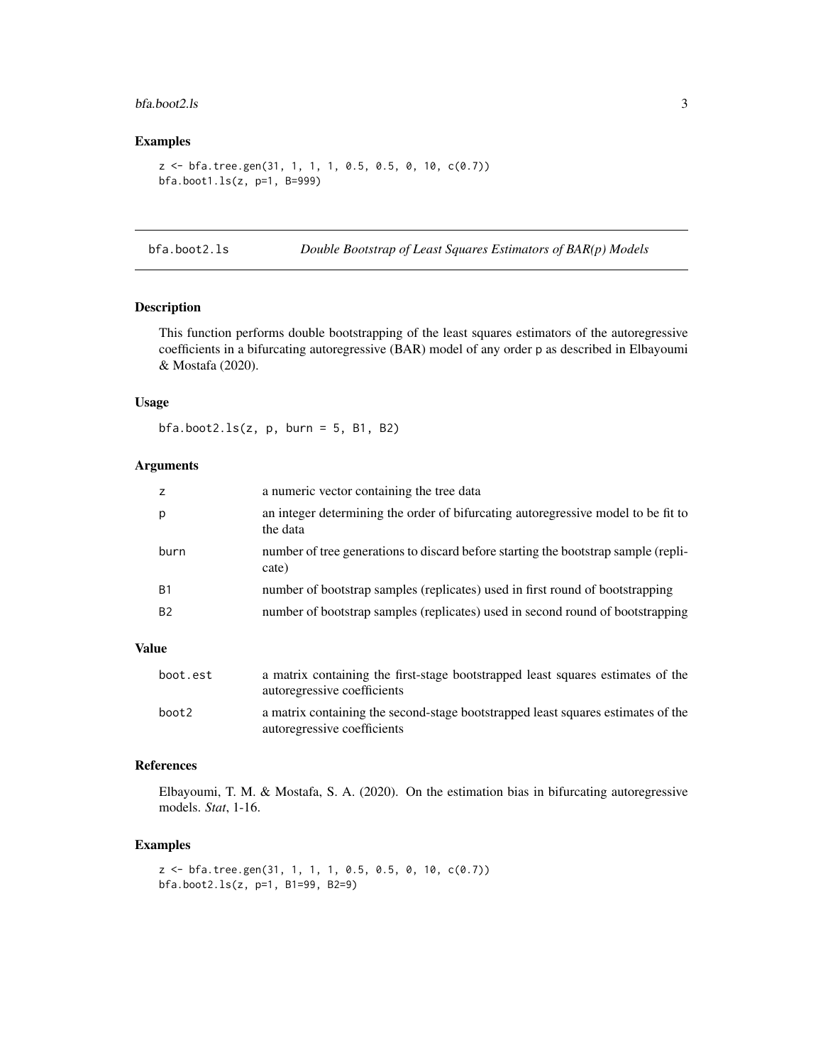## Examples

```
z <- bfa.tree.gen(31, 1, 1, 1, 0.5, 0.5, 0, 10, c(0.7))
bfa.boot1.ls(z, p=1, B=999)
```

---

# bfa.boot2.ls — *Double Bootstrap of Least Squares Estimators of BAR(p) Models*

---

## Description

This function performs double bootstrapping of the least squares estimators of the autoregressive coefficients in a bifurcating autoregressive (BAR) model of any order p as described in Elbayoumi & Mostafa (2020).

## Usage

```
bfa.boot2.ls(z, p, burn = 5, B1, B2)
```

## Arguments

| | |
|---|---|
| z | a numeric vector containing the tree data |
| p | an integer determining the order of bifurcating autoregressive model to be fit to the data |
| burn | number of tree generations to discard before starting the bootstrap sample (replicate) |
| B1 | number of bootstrap samples (replicates) used in first round of bootstrapping |
| B2 | number of bootstrap samples (replicates) used in second round of bootstrapping |

## Value

| | |
|---|---|
| boot.est | a matrix containing the first-stage bootstrapped least squares estimates of the autoregressive coefficients |
| boot2 | a matrix containing the second-stage bootstrapped least squares estimates of the autoregressive coefficients |

## References

Elbayoumi, T. M. & Mostafa, S. A. (2020). On the estimation bias in bifurcating autoregressive models. *Stat*, 1-16.

## Examples

```
z <- bfa.tree.gen(31, 1, 1, 1, 0.5, 0.5, 0, 10, c(0.7))
bfa.boot2.ls(z, p=1, B1=99, B2=9)
```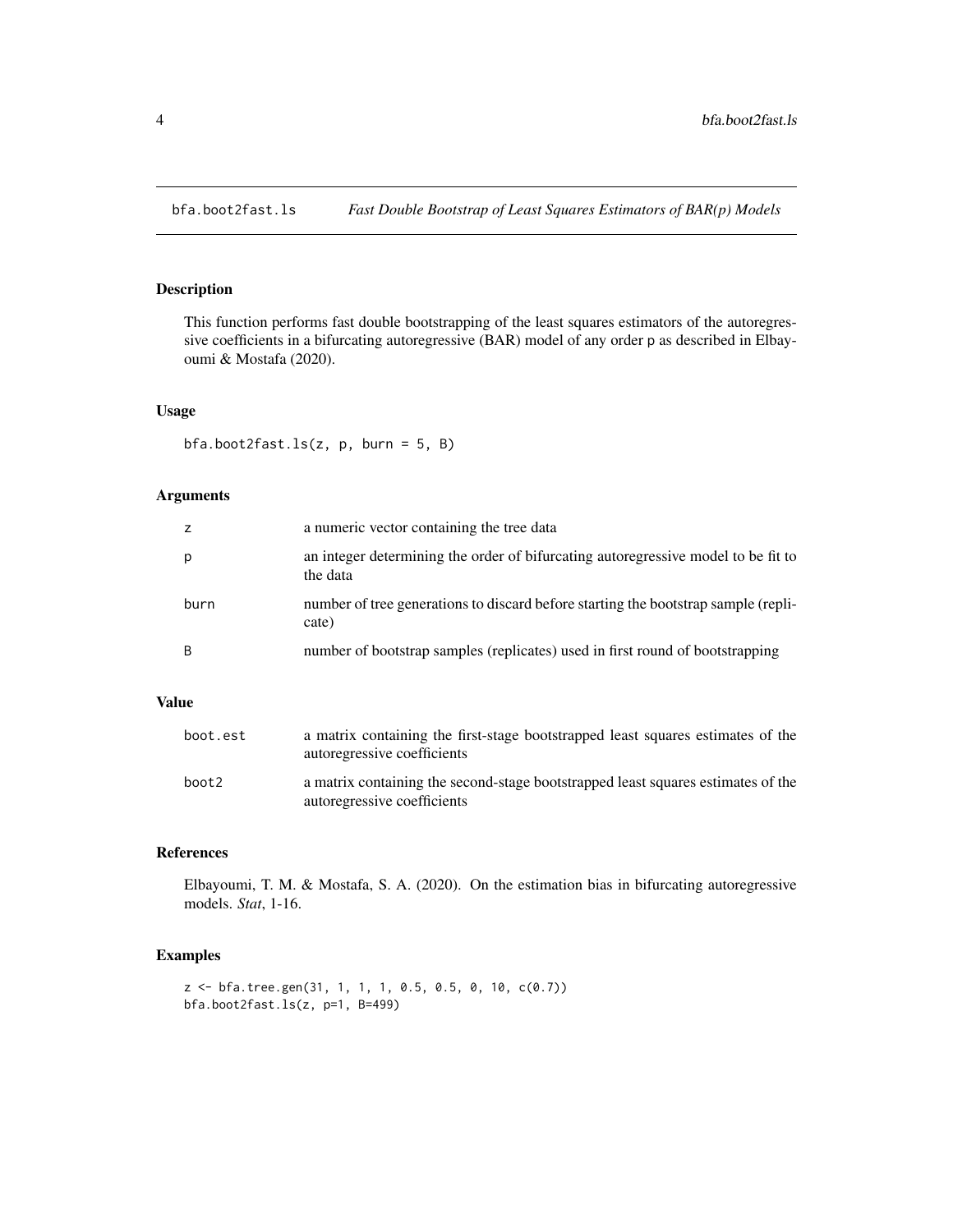# bfa.boot2fast.ls *Fast Double Bootstrap of Least Squares Estimators of BAR(p) Models*

## Description

This function performs fast double bootstrapping of the least squares estimators of the autoregressive coefficients in a bifurcating autoregressive (BAR) model of any order p as described in Elbayoumi & Mostafa (2020).

## Usage

```
bfa.boot2fast.ls(z, p, burn = 5, B)
```

## Arguments

| | |
|---|---|
| z | a numeric vector containing the tree data |
| p | an integer determining the order of bifurcating autoregressive model to be fit to the data |
| burn | number of tree generations to discard before starting the bootstrap sample (replicate) |
| B | number of bootstrap samples (replicates) used in first round of bootstrapping |

## Value

| | |
|---|---|
| boot.est | a matrix containing the first-stage bootstrapped least squares estimates of the autoregressive coefficients |
| boot2 | a matrix containing the second-stage bootstrapped least squares estimates of the autoregressive coefficients |

## References

Elbayoumi, T. M. & Mostafa, S. A. (2020). On the estimation bias in bifurcating autoregressive models. *Stat*, 1-16.

## Examples

```
z <- bfa.tree.gen(31, 1, 1, 1, 0.5, 0.5, 0, 10, c(0.7))
bfa.boot2fast.ls(z, p=1, B=499)
```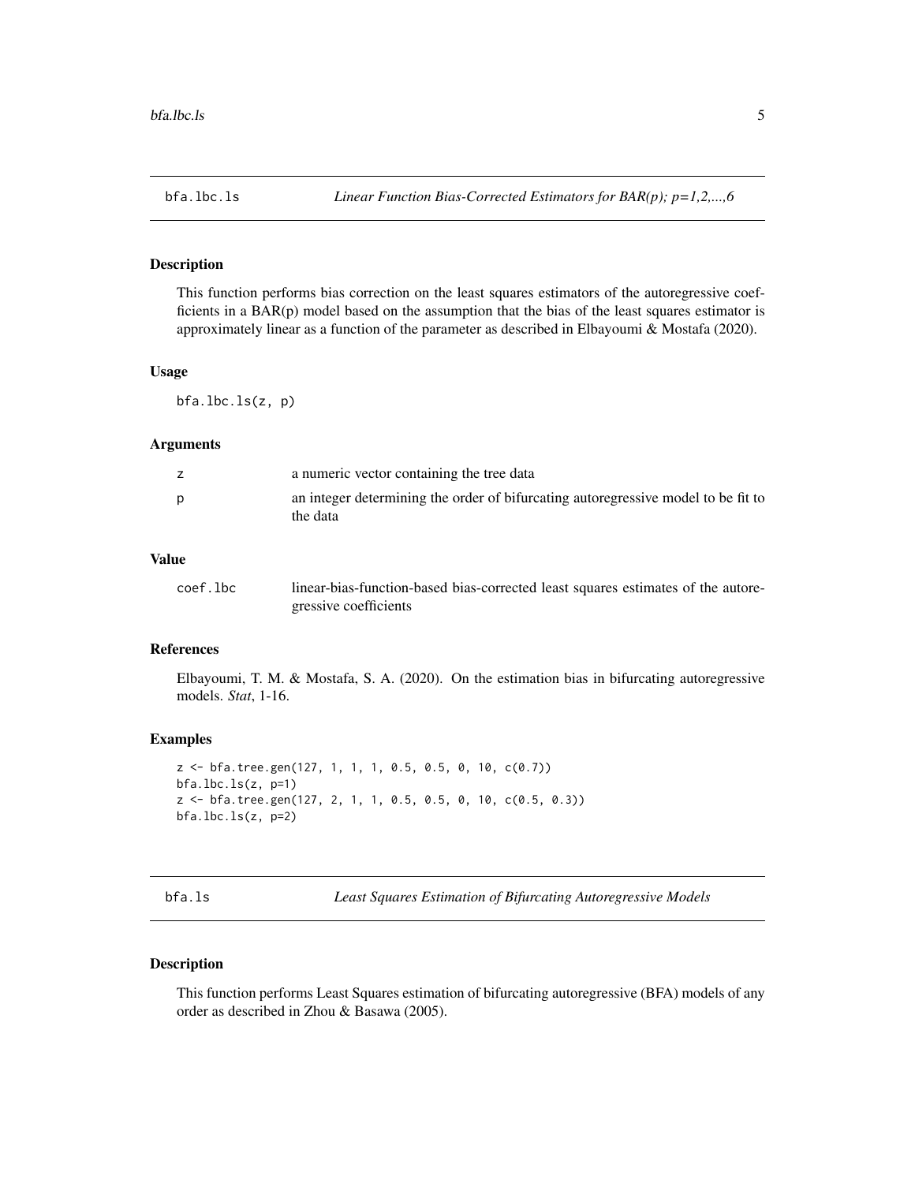## bfa.lbc.ls — *Linear Function Bias-Corrected Estimators for BAR(p); p=1,2,...,6*

### Description

This function performs bias correction on the least squares estimators of the autoregressive coefficients in a BAR(p) model based on the assumption that the bias of the least squares estimator is approximately linear as a function of the parameter as described in Elbayoumi & Mostafa (2020).

### Usage

```
bfa.lbc.ls(z, p)
```

### Arguments

| | |
|---|---|
| z | a numeric vector containing the tree data |
| p | an integer determining the order of bifurcating autoregressive model to be fit to the data |

### Value

| | |
|---|---|
| coef.lbc | linear-bias-function-based bias-corrected least squares estimates of the autoregressive coefficients |

### References

Elbayoumi, T. M. & Mostafa, S. A. (2020). On the estimation bias in bifurcating autoregressive models. *Stat*, 1-16.

### Examples

```
z <- bfa.tree.gen(127, 1, 1, 1, 0.5, 0.5, 0, 10, c(0.7))
bfa.lbc.ls(z, p=1)
z <- bfa.tree.gen(127, 2, 1, 1, 0.5, 0.5, 0, 10, c(0.5, 0.3))
bfa.lbc.ls(z, p=2)
```

## bfa.ls — *Least Squares Estimation of Bifurcating Autoregressive Models*

### Description

This function performs Least Squares estimation of bifurcating autoregressive (BFA) models of any order as described in Zhou & Basawa (2005).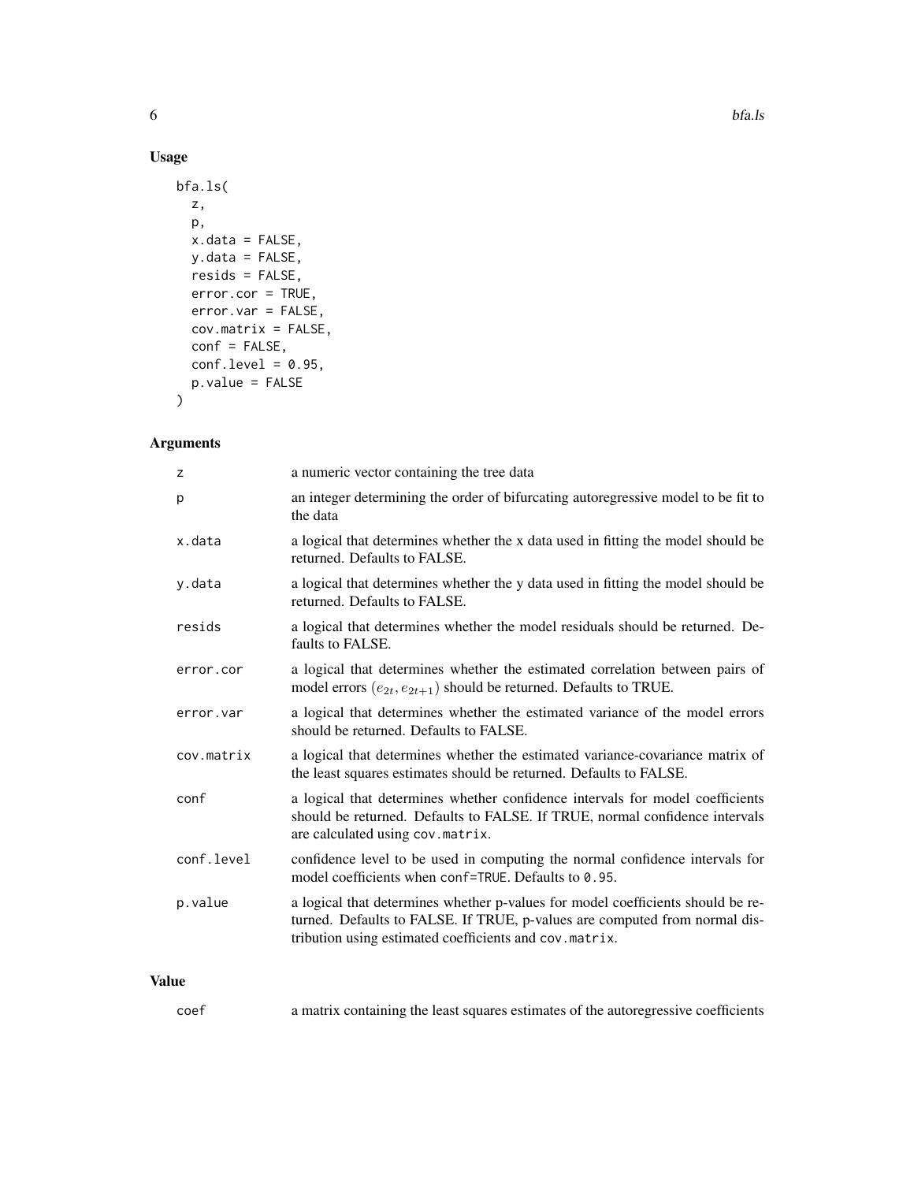## Usage

```
bfa.ls(
  z,
  p,
  x.data = FALSE,
  y.data = FALSE,
  resids = FALSE,
  error.cor = TRUE,
  error.var = FALSE,
  cov.matrix = FALSE,
  conf = FALSE,
  conf.level = 0.95,
  p.value = FALSE
)
```

## Arguments

| | |
|---|---|
| `z` | a numeric vector containing the tree data |
| `p` | an integer determining the order of bifurcating autoregressive model to be fit to the data |
| `x.data` | a logical that determines whether the x data used in fitting the model should be returned. Defaults to FALSE. |
| `y.data` | a logical that determines whether the y data used in fitting the model should be returned. Defaults to FALSE. |
| `resids` | a logical that determines whether the model residuals should be returned. Defaults to FALSE. |
| `error.cor` | a logical that determines whether the estimated correlation between pairs of model errors $(e_{2t}, e_{2t+1})$ should be returned. Defaults to TRUE. |
| `error.var` | a logical that determines whether the estimated variance of the model errors should be returned. Defaults to FALSE. |
| `cov.matrix` | a logical that determines whether the estimated variance-covariance matrix of the least squares estimates should be returned. Defaults to FALSE. |
| `conf` | a logical that determines whether confidence intervals for model coefficients should be returned. Defaults to FALSE. If TRUE, normal confidence intervals are calculated using `cov.matrix`. |
| `conf.level` | confidence level to be used in computing the normal confidence intervals for model coefficients when `conf=TRUE`. Defaults to `0.95`. |
| `p.value` | a logical that determines whether p-values for model coefficients should be returned. Defaults to FALSE. If TRUE, p-values are computed from normal distribution using estimated coefficients and `cov.matrix`. |

## Value

| | |
|---|---|
| `coef` | a matrix containing the least squares estimates of the autoregressive coefficients |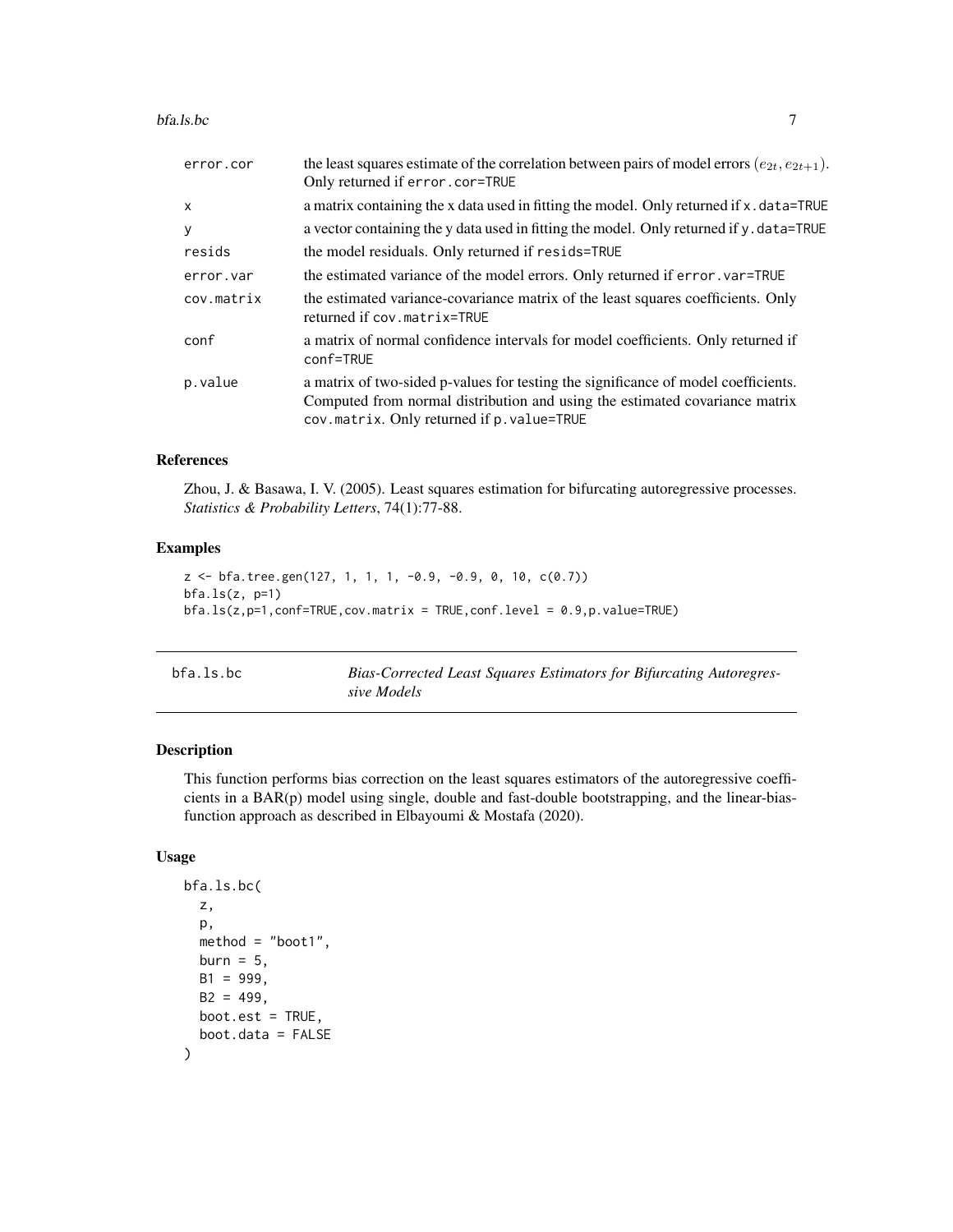| | |
|---|---|
| error.cor | the least squares estimate of the correlation between pairs of model errors $(e_{2t}, e_{2t+1})$. Only returned if error.cor=TRUE |
| x | a matrix containing the x data used in fitting the model. Only returned if x.data=TRUE |
| y | a vector containing the y data used in fitting the model. Only returned if y.data=TRUE |
| resids | the model residuals. Only returned if resids=TRUE |
| error.var | the estimated variance of the model errors. Only returned if error.var=TRUE |
| cov.matrix | the estimated variance-covariance matrix of the least squares coefficients. Only returned if cov.matrix=TRUE |
| conf | a matrix of normal confidence intervals for model coefficients. Only returned if conf=TRUE |
| p.value | a matrix of two-sided p-values for testing the significance of model coefficients. Computed from normal distribution and using the estimated covariance matrix cov.matrix. Only returned if p.value=TRUE |

### References

Zhou, J. & Basawa, I. V. (2005). Least squares estimation for bifurcating autoregressive processes. *Statistics & Probability Letters*, 74(1):77-88.

### Examples

```
z <- bfa.tree.gen(127, 1, 1, 1, -0.9, -0.9, 0, 10, c(0.7))
bfa.ls(z, p=1)
bfa.ls(z,p=1,conf=TRUE,cov.matrix = TRUE,conf.level = 0.9,p.value=TRUE)
```

## bfa.ls.bc — *Bias-Corrected Least Squares Estimators for Bifurcating Autoregressive Models*

### Description

This function performs bias correction on the least squares estimators of the autoregressive coefficients in a BAR(p) model using single, double and fast-double bootstrapping, and the linear-bias-function approach as described in Elbayoumi & Mostafa (2020).

### Usage

```
bfa.ls.bc(
  z,
  p,
  method = "boot1",
  burn = 5,
  B1 = 999,
  B2 = 499,
  boot.est = TRUE,
  boot.data = FALSE
)
```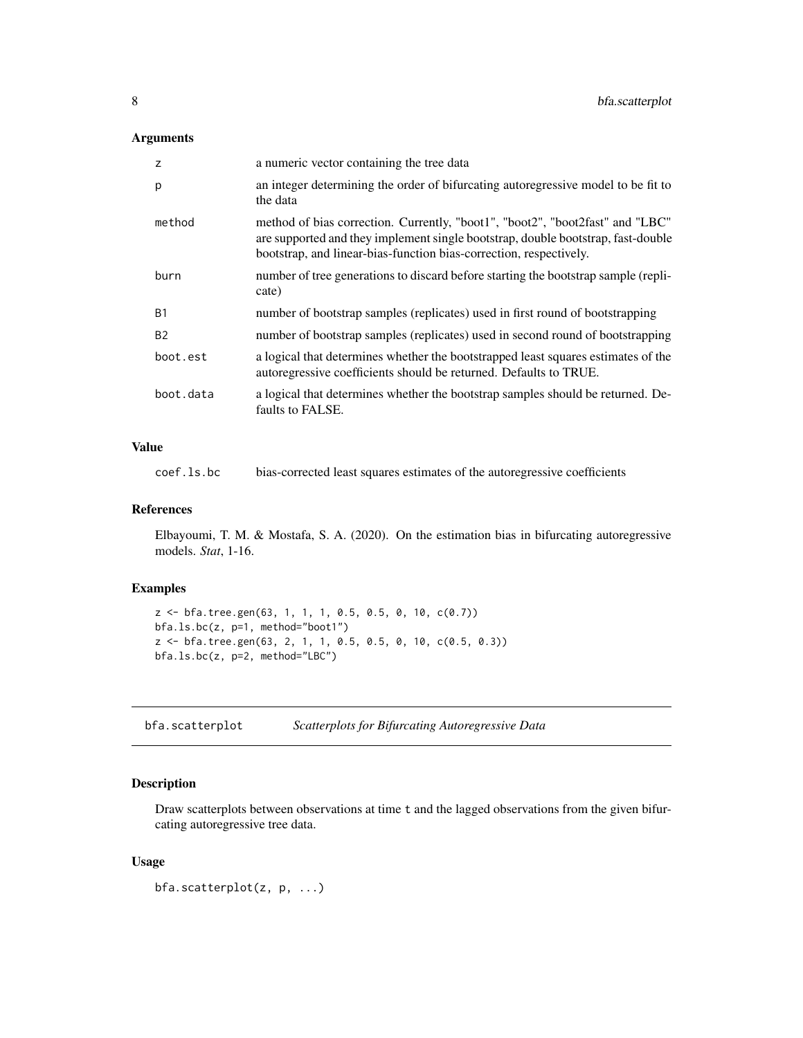### Arguments

| | |
|---|---|
| z | a numeric vector containing the tree data |
| p | an integer determining the order of bifurcating autoregressive model to be fit to the data |
| method | method of bias correction. Currently, "boot1", "boot2", "boot2fast" and "LBC" are supported and they implement single bootstrap, double bootstrap, fast-double bootstrap, and linear-bias-function bias-correction, respectively. |
| burn | number of tree generations to discard before starting the bootstrap sample (replicate) |
| B1 | number of bootstrap samples (replicates) used in first round of bootstrapping |
| B2 | number of bootstrap samples (replicates) used in second round of bootstrapping |
| boot.est | a logical that determines whether the bootstrapped least squares estimates of the autoregressive coefficients should be returned. Defaults to TRUE. |
| boot.data | a logical that determines whether the bootstrap samples should be returned. Defaults to FALSE. |

### Value

| | |
|---|---|
| coef.ls.bc | bias-corrected least squares estimates of the autoregressive coefficients |

### References

Elbayoumi, T. M. & Mostafa, S. A. (2020). On the estimation bias in bifurcating autoregressive models. *Stat*, 1-16.

### Examples

```
z <- bfa.tree.gen(63, 1, 1, 1, 0.5, 0.5, 0, 10, c(0.7))
bfa.ls.bc(z, p=1, method="boot1")
z <- bfa.tree.gen(63, 2, 1, 1, 0.5, 0.5, 0, 10, c(0.5, 0.3))
bfa.ls.bc(z, p=2, method="LBC")
```

---

## bfa.scatterplot    *Scatterplots for Bifurcating Autoregressive Data*

---

### Description

Draw scatterplots between observations at time t and the lagged observations from the given bifurcating autoregressive tree data.

### Usage

```
bfa.scatterplot(z, p, ...)
```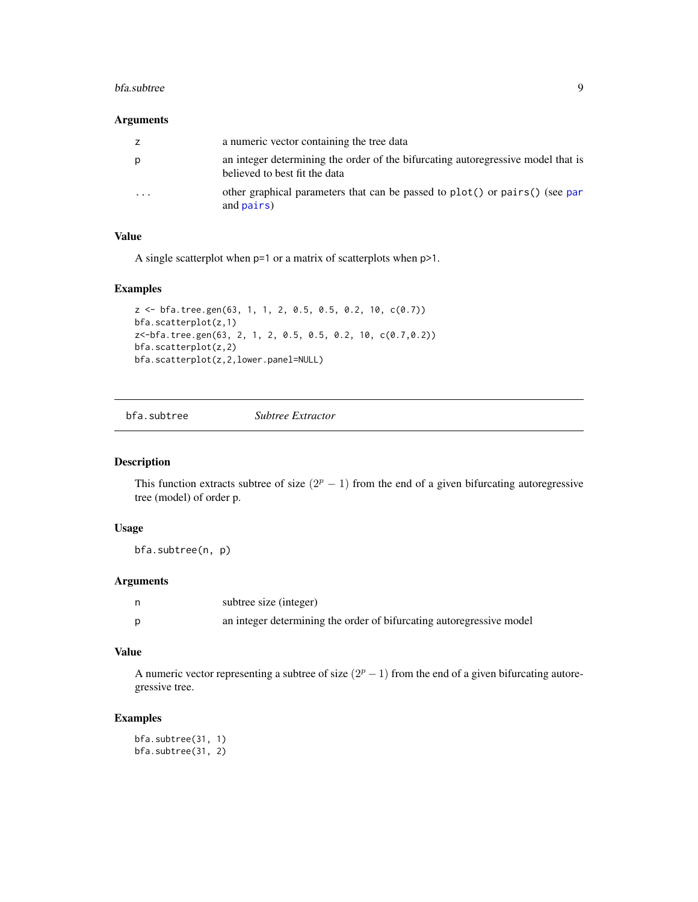### Arguments

| | |
|---|---|
| z | a numeric vector containing the tree data |
| p | an integer determining the order of the bifurcating autoregressive model that is believed to best fit the data |
| ... | other graphical parameters that can be passed to plot() or pairs() (see par and pairs) |

### Value

A single scatterplot when p=1 or a matrix of scatterplots when p>1.

### Examples

```
z <- bfa.tree.gen(63, 1, 1, 2, 0.5, 0.5, 0.2, 10, c(0.7))
bfa.scatterplot(z,1)
z<-bfa.tree.gen(63, 2, 1, 2, 0.5, 0.5, 0.2, 10, c(0.7,0.2))
bfa.scatterplot(z,2)
bfa.scatterplot(z,2,lower.panel=NULL)
```

---

## bfa.subtree *Subtree Extractor*

### Description

This function extracts subtree of size $(2^p - 1)$ from the end of a given bifurcating autoregressive tree (model) of order p.

### Usage

```
bfa.subtree(n, p)
```

### Arguments

| | |
|---|---|
| n | subtree size (integer) |
| p | an integer determining the order of bifurcating autoregressive model |

### Value

A numeric vector representing a subtree of size $(2^p - 1)$ from the end of a given bifurcating autoregressive tree.

### Examples

```
bfa.subtree(31, 1)
bfa.subtree(31, 2)
```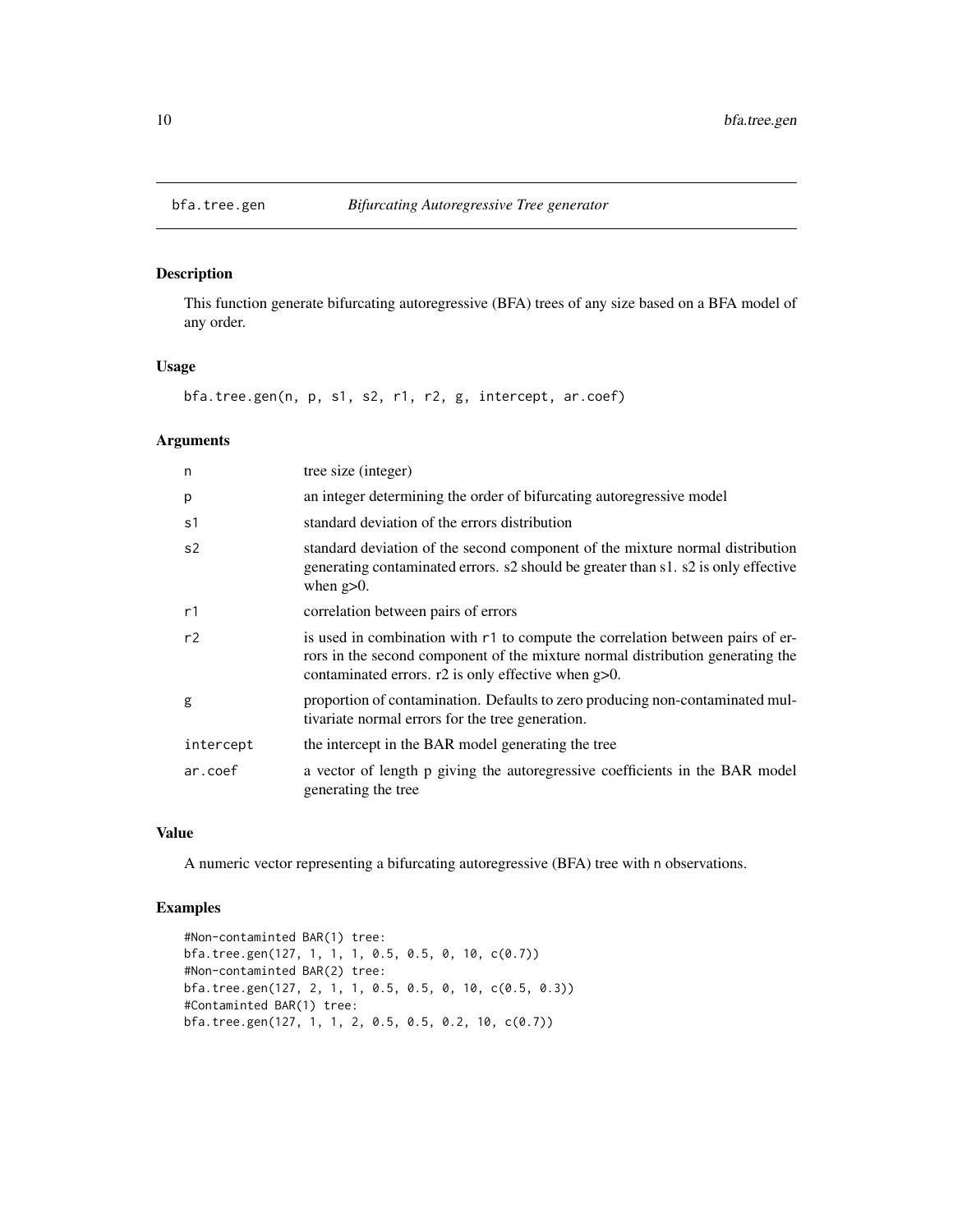## bfa.tree.gen — *Bifurcating Autoregressive Tree generator*

### Description

This function generate bifurcating autoregressive (BFA) trees of any size based on a BFA model of any order.

### Usage

```
bfa.tree.gen(n, p, s1, s2, r1, r2, g, intercept, ar.coef)
```

### Arguments

| Argument | Description |
|---|---|
| n | tree size (integer) |
| p | an integer determining the order of bifurcating autoregressive model |
| s1 | standard deviation of the errors distribution |
| s2 | standard deviation of the second component of the mixture normal distribution generating contaminated errors. s2 should be greater than s1. s2 is only effective when g>0. |
| r1 | correlation between pairs of errors |
| r2 | is used in combination with r1 to compute the correlation between pairs of errors in the second component of the mixture normal distribution generating the contaminated errors. r2 is only effective when g>0. |
| g | proportion of contamination. Defaults to zero producing non-contaminated multivariate normal errors for the tree generation. |
| intercept | the intercept in the BAR model generating the tree |
| ar.coef | a vector of length p giving the autoregressive coefficients in the BAR model generating the tree |

### Value

A numeric vector representing a bifurcating autoregressive (BFA) tree with n observations.

### Examples

```
#Non-contaminted BAR(1) tree:
bfa.tree.gen(127, 1, 1, 1, 0.5, 0.5, 0, 10, c(0.7))
#Non-contaminted BAR(2) tree:
bfa.tree.gen(127, 2, 1, 1, 0.5, 0.5, 0, 10, c(0.5, 0.3))
#Contaminted BAR(1) tree:
bfa.tree.gen(127, 1, 1, 2, 0.5, 0.5, 0.2, 10, c(0.7))
```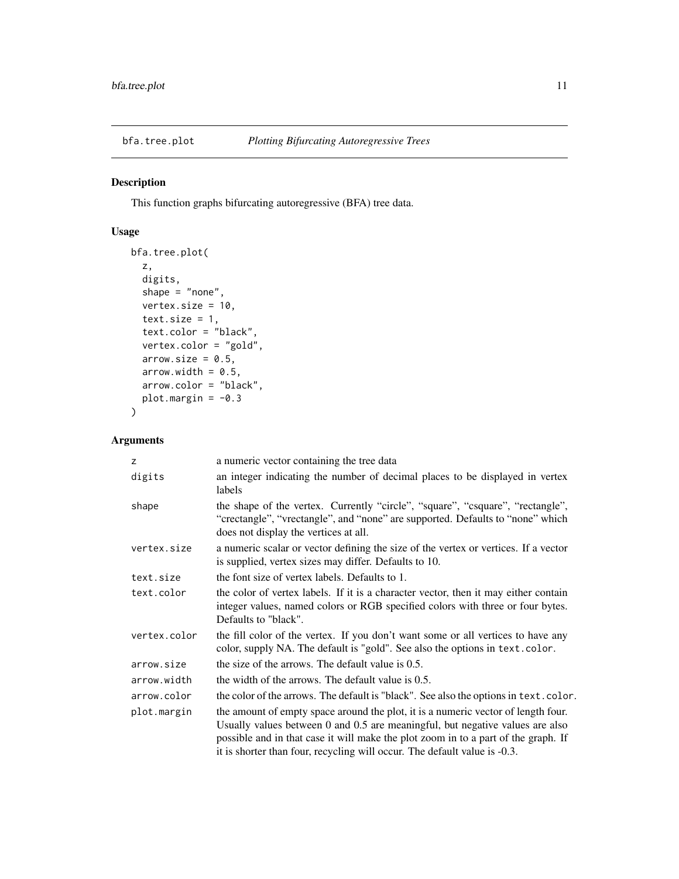## bfa.tree.plot — *Plotting Bifurcating Autoregressive Trees*

### Description

This function graphs bifurcating autoregressive (BFA) tree data.

### Usage

```
bfa.tree.plot(
  z,
  digits,
  shape = "none",
  vertex.size = 10,
  text.size = 1,
  text.color = "black",
  vertex.color = "gold",
  arrow.size = 0.5,
  arrow.width = 0.5,
  arrow.color = "black",
  plot.margin = -0.3
)
```

### Arguments

| | |
|---|---|
| `z` | a numeric vector containing the tree data |
| `digits` | an integer indicating the number of decimal places to be displayed in vertex labels |
| `shape` | the shape of the vertex. Currently "circle", "square", "csquare", "rectangle", "crectangle", "vrectangle", and "none" are supported. Defaults to "none" which does not display the vertices at all. |
| `vertex.size` | a numeric scalar or vector defining the size of the vertex or vertices. If a vector is supplied, vertex sizes may differ. Defaults to 10. |
| `text.size` | the font size of vertex labels. Defaults to 1. |
| `text.color` | the color of vertex labels. If it is a character vector, then it may either contain integer values, named colors or RGB specified colors with three or four bytes. Defaults to "black". |
| `vertex.color` | the fill color of the vertex. If you don't want some or all vertices to have any color, supply NA. The default is "gold". See also the options in `text.color`. |
| `arrow.size` | the size of the arrows. The default value is 0.5. |
| `arrow.width` | the width of the arrows. The default value is 0.5. |
| `arrow.color` | the color of the arrows. The default is "black". See also the options in `text.color`. |
| `plot.margin` | the amount of empty space around the plot, it is a numeric vector of length four. Usually values between 0 and 0.5 are meaningful, but negative values are also possible and in that case it will make the plot zoom in to a part of the graph. If it is shorter than four, recycling will occur. The default value is -0.3. |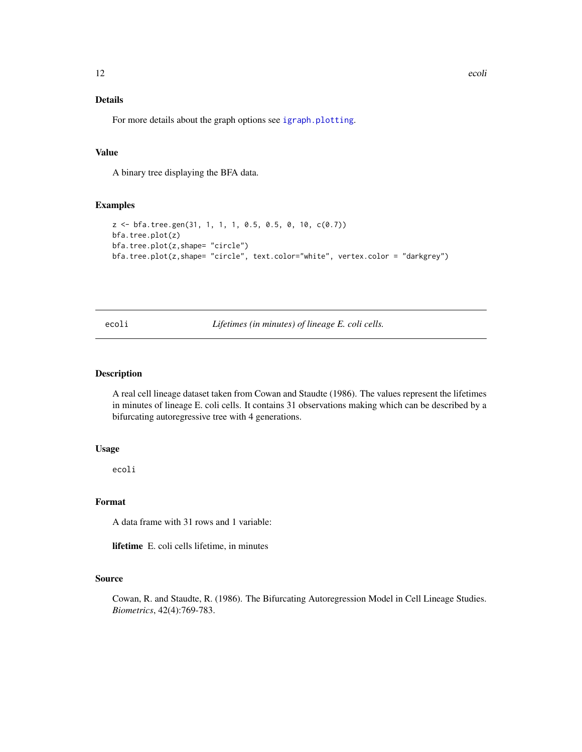## Details

For more details about the graph options see `igraph.plotting`.

## Value

A binary tree displaying the BFA data.

## Examples

```
z <- bfa.tree.gen(31, 1, 1, 1, 0.5, 0.5, 0, 10, c(0.7))
bfa.tree.plot(z)
bfa.tree.plot(z,shape= "circle")
bfa.tree.plot(z,shape= "circle", text.color="white", vertex.color = "darkgrey")
```

---

# ecoli — *Lifetimes (in minutes) of lineage E. coli cells.*

---

## Description

A real cell lineage dataset taken from Cowan and Staudte (1986). The values represent the lifetimes in minutes of lineage E. coli cells. It contains 31 observations making which can be described by a bifurcating autoregressive tree with 4 generations.

## Usage

```
ecoli
```

## Format

A data frame with 31 rows and 1 variable:

**lifetime** E. coli cells lifetime, in minutes

## Source

Cowan, R. and Staudte, R. (1986). The Bifurcating Autoregression Model in Cell Lineage Studies. *Biometrics*, 42(4):769-783.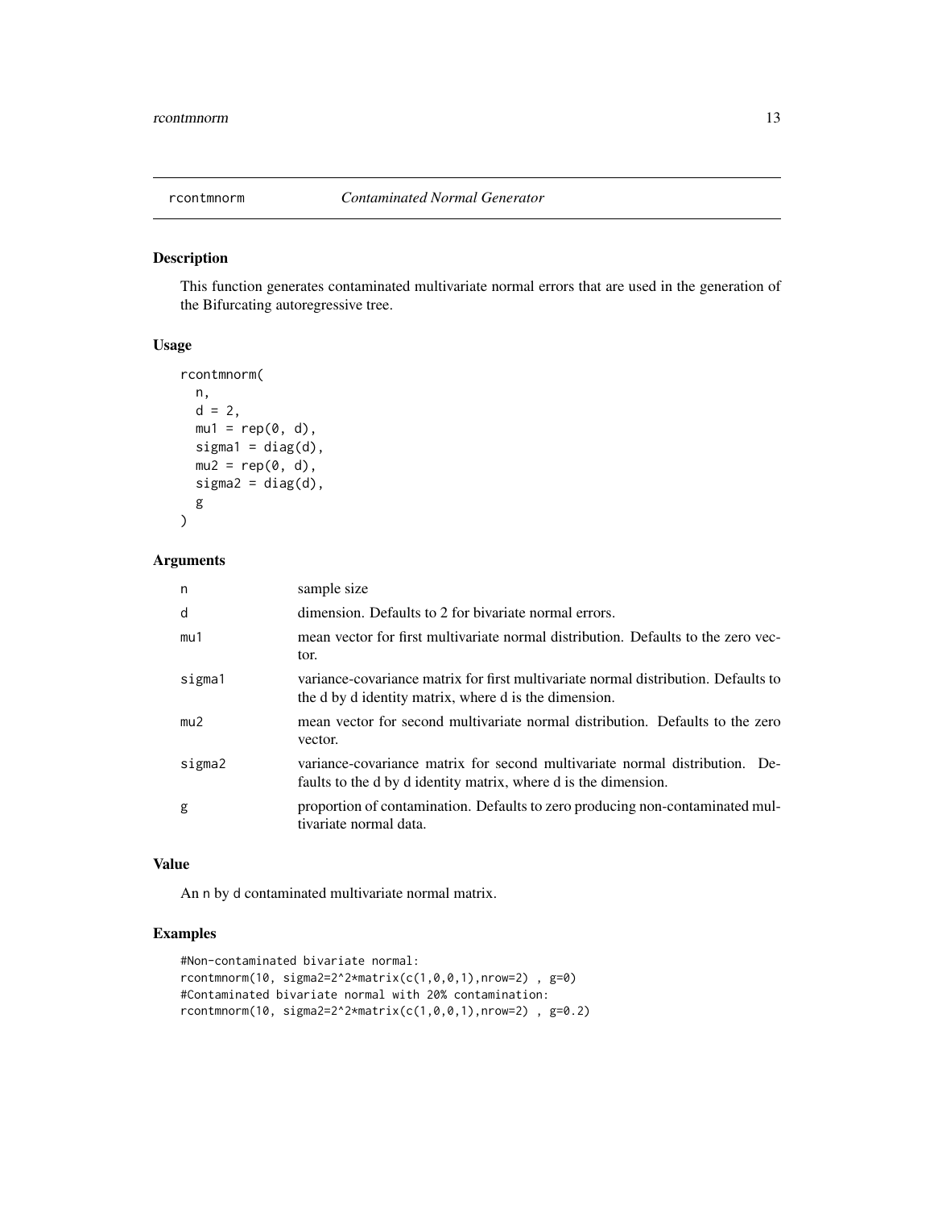## rcontmnorm — *Contaminated Normal Generator*

### Description

This function generates contaminated multivariate normal errors that are used in the generation of the Bifurcating autoregressive tree.

### Usage

```
rcontmnorm(
  n,
  d = 2,
  mu1 = rep(0, d),
  sigma1 = diag(d),
  mu2 = rep(0, d),
  sigma2 = diag(d),
  g
)
```

### Arguments

| | |
|---|---|
| `n` | sample size |
| `d` | dimension. Defaults to 2 for bivariate normal errors. |
| `mu1` | mean vector for first multivariate normal distribution. Defaults to the zero vector. |
| `sigma1` | variance-covariance matrix for first multivariate normal distribution. Defaults to the d by d identity matrix, where d is the dimension. |
| `mu2` | mean vector for second multivariate normal distribution. Defaults to the zero vector. |
| `sigma2` | variance-covariance matrix for second multivariate normal distribution. Defaults to the d by d identity matrix, where d is the dimension. |
| `g` | proportion of contamination. Defaults to zero producing non-contaminated multivariate normal data. |

### Value

An `n` by `d` contaminated multivariate normal matrix.

### Examples

```
#Non-contaminated bivariate normal:
rcontmnorm(10, sigma2=2^2*matrix(c(1,0,0,1),nrow=2) , g=0)
#Contaminated bivariate normal with 20% contamination:
rcontmnorm(10, sigma2=2^2*matrix(c(1,0,0,1),nrow=2) , g=0.2)
```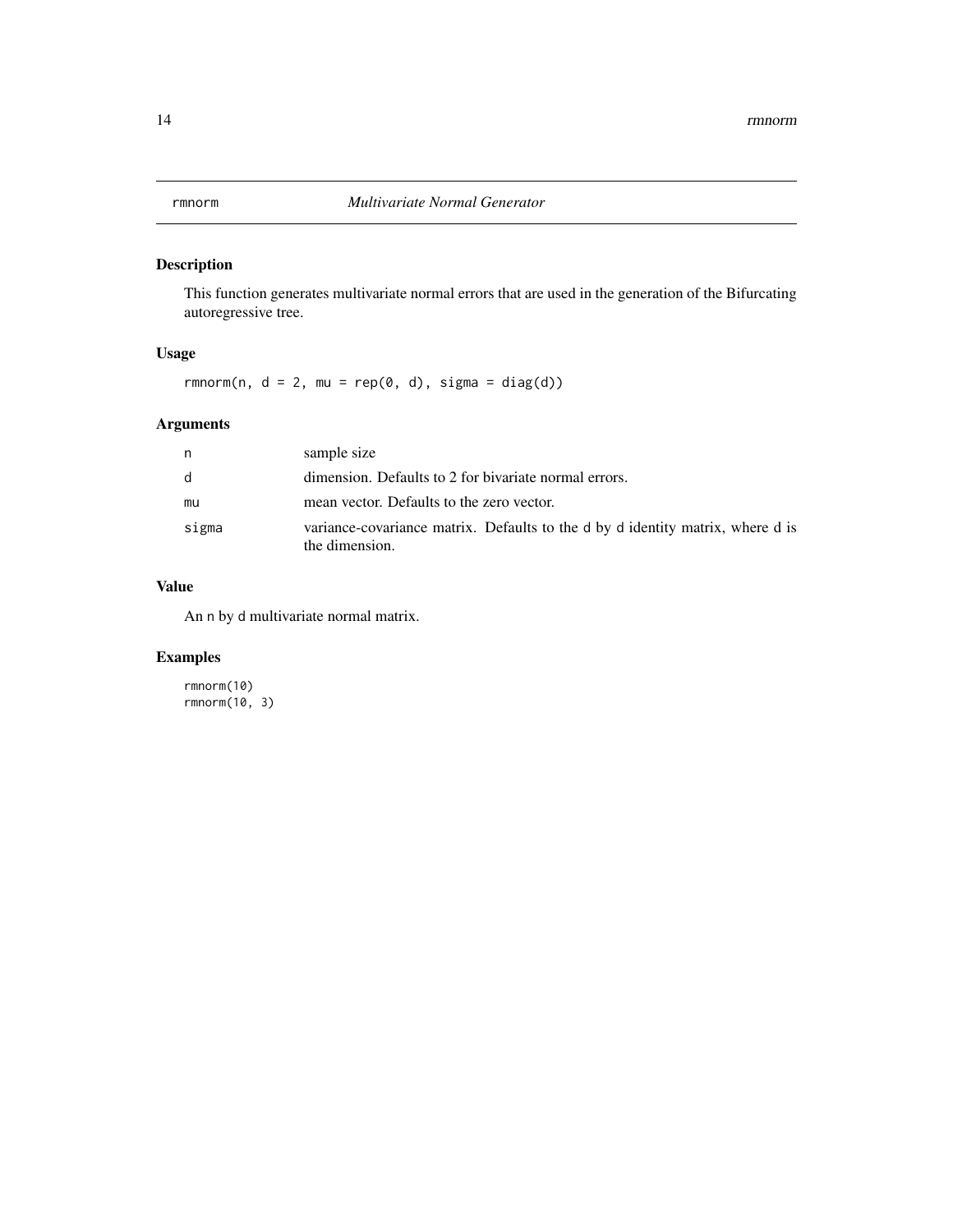## rmnorm — *Multivariate Normal Generator*

### Description

This function generates multivariate normal errors that are used in the generation of the Bifurcating autoregressive tree.

### Usage

```
rmnorm(n, d = 2, mu = rep(0, d), sigma = diag(d))
```

### Arguments

| | |
|---|---|
| n | sample size |
| d | dimension. Defaults to 2 for bivariate normal errors. |
| mu | mean vector. Defaults to the zero vector. |
| sigma | variance-covariance matrix. Defaults to the d by d identity matrix, where d is the dimension. |

### Value

An n by d multivariate normal matrix.

### Examples

```
rmnorm(10)
rmnorm(10, 3)
```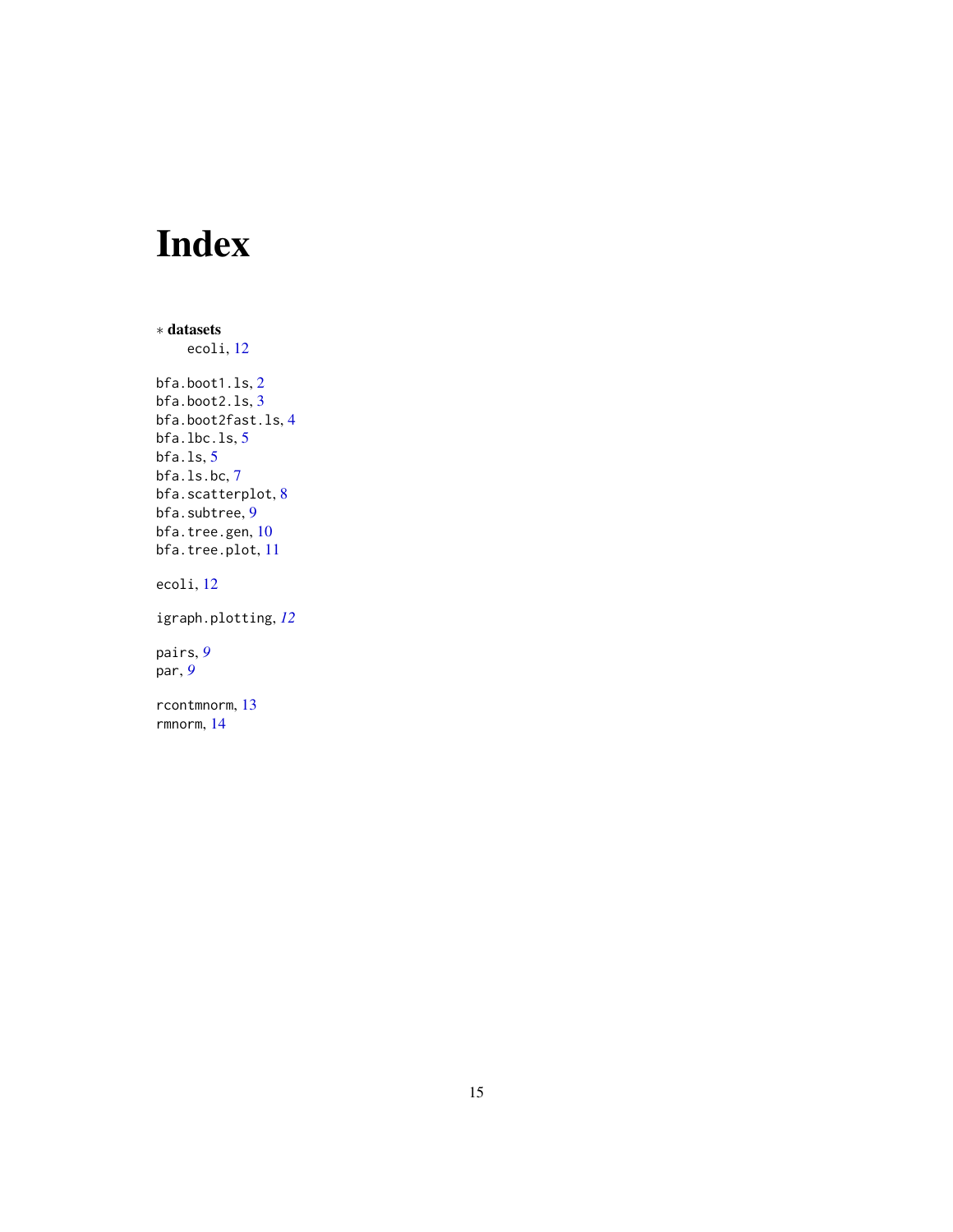# Index

∗ **datasets**
    ecoli, 12

bfa.boot1.ls, 2
bfa.boot2.ls, 3
bfa.boot2fast.ls, 4
bfa.lbc.ls, 5
bfa.ls, 5
bfa.ls.bc, 7
bfa.scatterplot, 8
bfa.subtree, 9
bfa.tree.gen, 10
bfa.tree.plot, 11

ecoli, 12

igraph.plotting, *12*

pairs, *9*
par, *9*

rcontmnorm, 13
rmnorm, 14